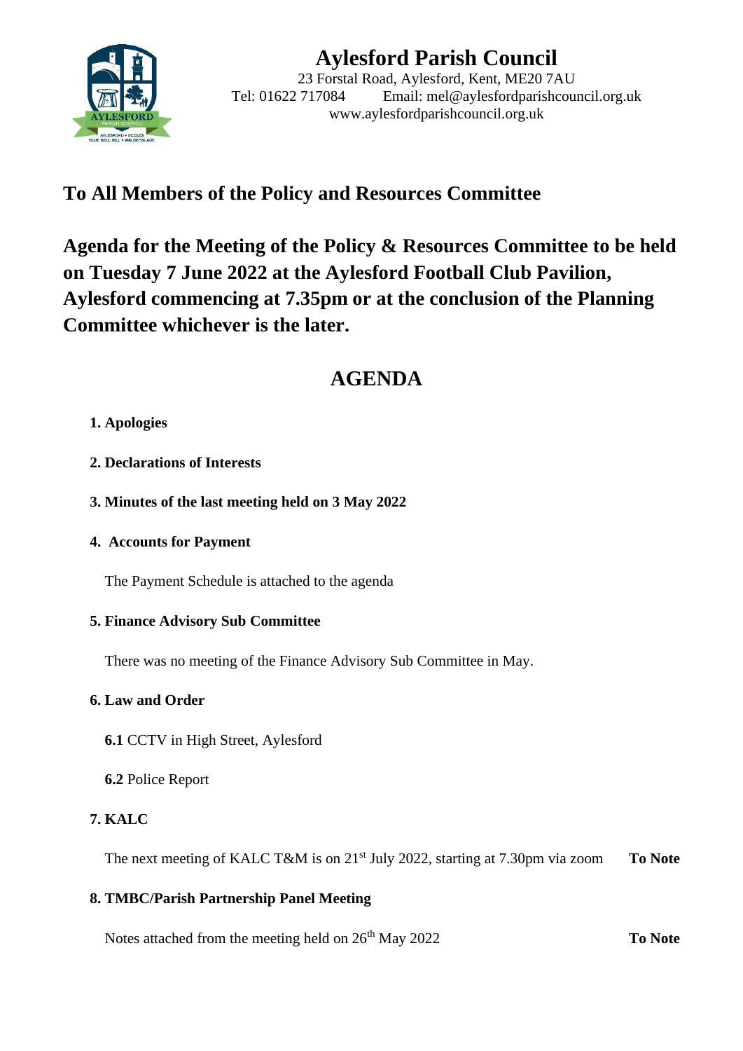# Aylesford Parish Council

23 Forstal Road, Aylesford, Kent, ME20 7AU
Tel: 01622 717084 Email: mel@aylesfordparishcouncil.org.uk
www.aylesfordparishcouncil.org.uk

## To All Members of the Policy and Resources Committee

## Agenda for the Meeting of the Policy & Resources Committee to be held on Tuesday 7 June 2022 at the Aylesford Football Club Pavilion, Aylesford commencing at 7.35pm or at the conclusion of the Planning Committee whichever is the later.

# AGENDA

**1. Apologies**

**2. Declarations of Interests**

**3. Minutes of the last meeting held on 3 May 2022**

**4. Accounts for Payment**

The Payment Schedule is attached to the agenda

**5. Finance Advisory Sub Committee**

There was no meeting of the Finance Advisory Sub Committee in May.

**6. Law and Order**

**6.1** CCTV in High Street, Aylesford

**6.2** Police Report

**7. KALC**

The next meeting of KALC T&M is on 21st July 2022, starting at 7.30pm via zoom **To Note**

**8. TMBC/Parish Partnership Panel Meeting**

Notes attached from the meeting held on 26th May 2022 **To Note**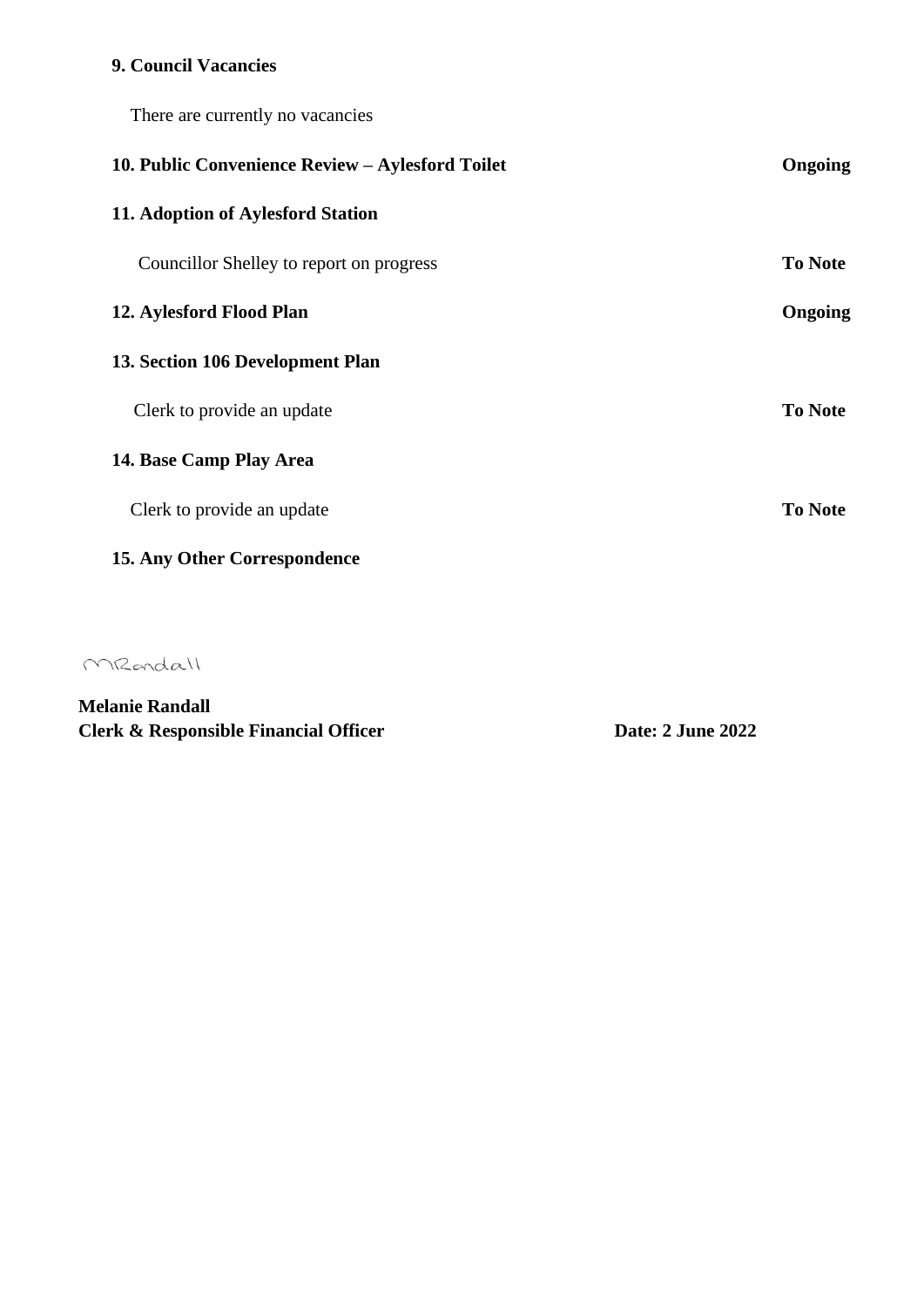**9. Council Vacancies**

There are currently no vacancies

**10. Public Convenience Review – Aylesford Toilet** **Ongoing**

**11. Adoption of Aylesford Station**

Councillor Shelley to report on progress **To Note**

**12. Aylesford Flood Plan** **Ongoing**

**13. Section 106 Development Plan**

Clerk to provide an update **To Note**

**14. Base Camp Play Area**

Clerk to provide an update **To Note**

**15. Any Other Correspondence**

MRandall

**Melanie Randall**
**Clerk & Responsible Financial Officer** **Date: 2 June 2022**